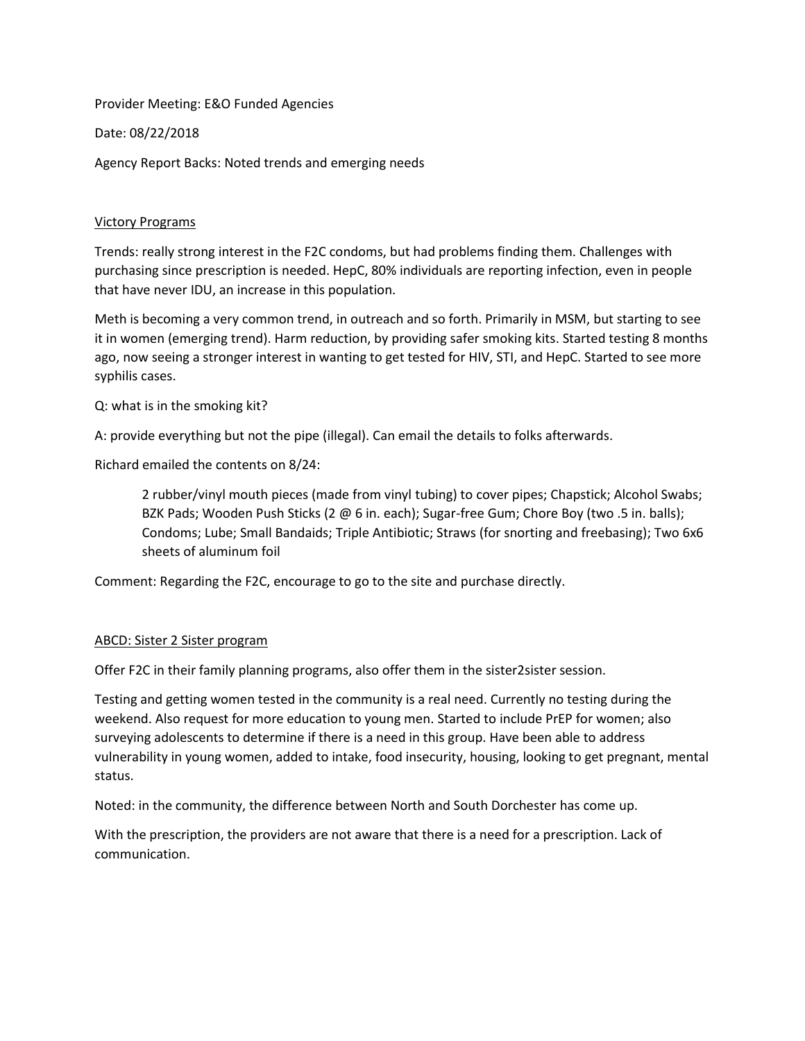Provider Meeting: E&O Funded Agencies

Date: 08/22/2018

Agency Report Backs: Noted trends and emerging needs

## Victory Programs

Trends: really strong interest in the F2C condoms, but had problems finding them. Challenges with purchasing since prescription is needed. HepC, 80% individuals are reporting infection, even in people that have never IDU, an increase in this population.

Meth is becoming a very common trend, in outreach and so forth. Primarily in MSM, but starting to see it in women (emerging trend). Harm reduction, by providing safer smoking kits. Started testing 8 months ago, now seeing a stronger interest in wanting to get tested for HIV, STI, and HepC. Started to see more syphilis cases.

Q: what is in the smoking kit?

A: provide everything but not the pipe (illegal). Can email the details to folks afterwards.

Richard emailed the contents on 8/24:

> 2 rubber/vinyl mouth pieces (made from vinyl tubing) to cover pipes; Chapstick; Alcohol Swabs; BZK Pads; Wooden Push Sticks (2 @ 6 in. each); Sugar-free Gum; Chore Boy (two .5 in. balls); Condoms; Lube; Small Bandaids; Triple Antibiotic; Straws (for snorting and freebasing); Two 6x6 sheets of aluminum foil

Comment: Regarding the F2C, encourage to go to the site and purchase directly.

## ABCD: Sister 2 Sister program

Offer F2C in their family planning programs, also offer them in the sister2sister session.

Testing and getting women tested in the community is a real need. Currently no testing during the weekend. Also request for more education to young men. Started to include PrEP for women; also surveying adolescents to determine if there is a need in this group. Have been able to address vulnerability in young women, added to intake, food insecurity, housing, looking to get pregnant, mental status.

Noted: in the community, the difference between North and South Dorchester has come up.

With the prescription, the providers are not aware that there is a need for a prescription. Lack of communication.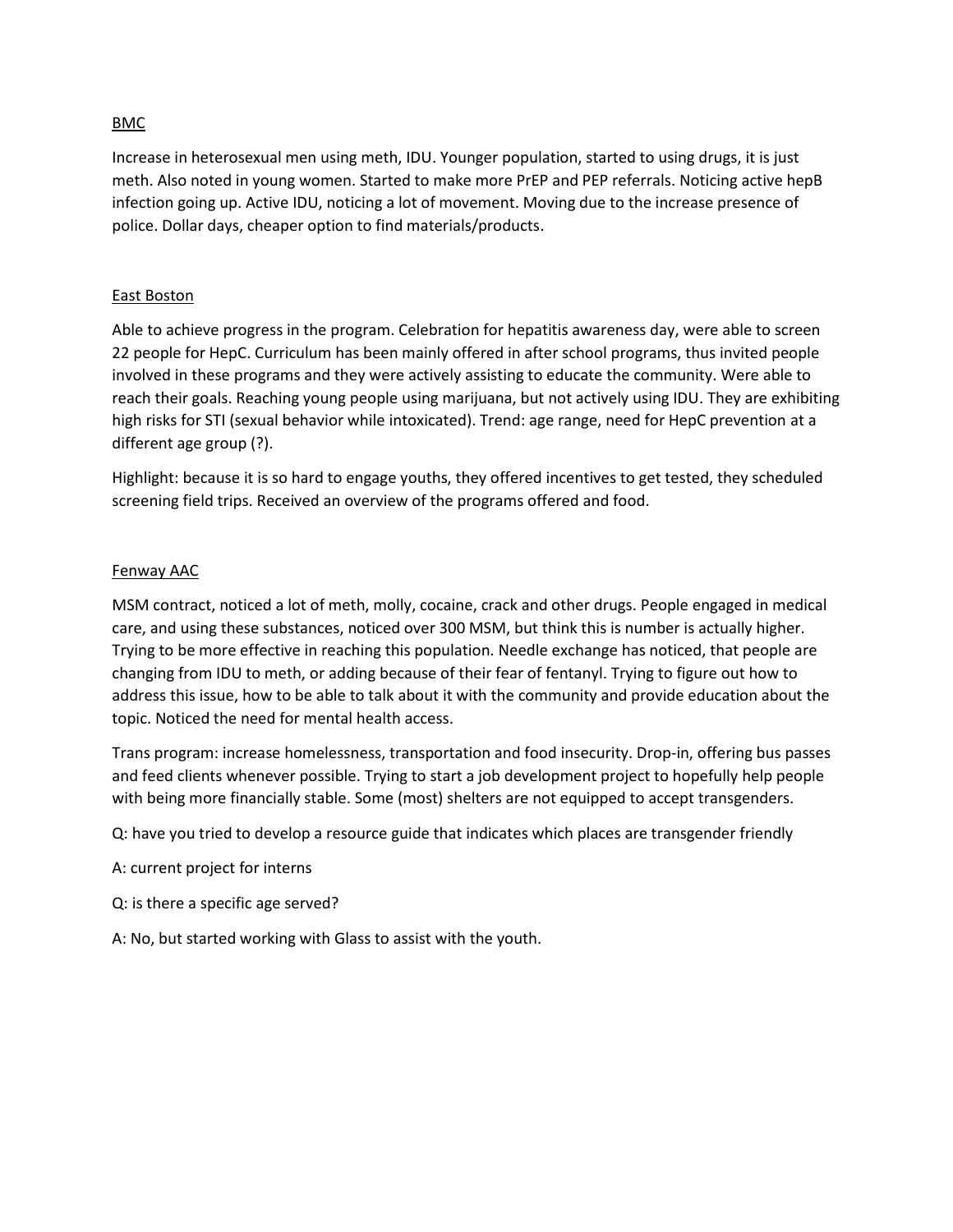<u>BMC</u>

Increase in heterosexual men using meth, IDU. Younger population, started to using drugs, it is just meth. Also noted in young women. Started to make more PrEP and PEP referrals. Noticing active hepB infection going up. Active IDU, noticing a lot of movement. Moving due to the increase presence of police. Dollar days, cheaper option to find materials/products.

<u>East Boston</u>

Able to achieve progress in the program. Celebration for hepatitis awareness day, were able to screen 22 people for HepC. Curriculum has been mainly offered in after school programs, thus invited people involved in these programs and they were actively assisting to educate the community. Were able to reach their goals. Reaching young people using marijuana, but not actively using IDU. They are exhibiting high risks for STI (sexual behavior while intoxicated). Trend: age range, need for HepC prevention at a different age group (?).

Highlight: because it is so hard to engage youths, they offered incentives to get tested, they scheduled screening field trips. Received an overview of the programs offered and food.

<u>Fenway AAC</u>

MSM contract, noticed a lot of meth, molly, cocaine, crack and other drugs. People engaged in medical care, and using these substances, noticed over 300 MSM, but think this is number is actually higher. Trying to be more effective in reaching this population. Needle exchange has noticed, that people are changing from IDU to meth, or adding because of their fear of fentanyl. Trying to figure out how to address this issue, how to be able to talk about it with the community and provide education about the topic. Noticed the need for mental health access.

Trans program: increase homelessness, transportation and food insecurity. Drop-in, offering bus passes and feed clients whenever possible. Trying to start a job development project to hopefully help people with being more financially stable. Some (most) shelters are not equipped to accept transgenders.

Q: have you tried to develop a resource guide that indicates which places are transgender friendly

A: current project for interns

Q: is there a specific age served?

A: No, but started working with Glass to assist with the youth.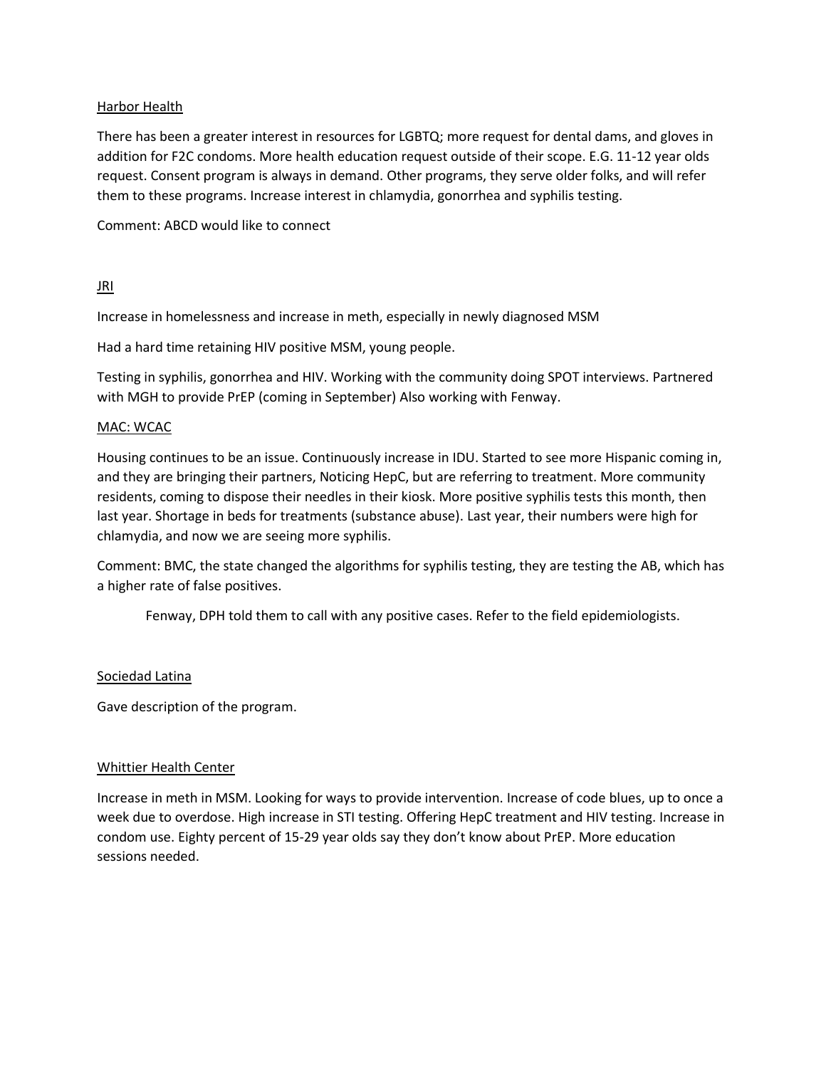<u>Harbor Health</u>

There has been a greater interest in resources for LGBTQ; more request for dental dams, and gloves in addition for F2C condoms. More health education request outside of their scope. E.G. 11-12 year olds request. Consent program is always in demand. Other programs, they serve older folks, and will refer them to these programs. Increase interest in chlamydia, gonorrhea and syphilis testing.

Comment: ABCD would like to connect

<u>JRI</u>

Increase in homelessness and increase in meth, especially in newly diagnosed MSM

Had a hard time retaining HIV positive MSM, young people.

Testing in syphilis, gonorrhea and HIV. Working with the community doing SPOT interviews. Partnered with MGH to provide PrEP (coming in September) Also working with Fenway.

<u>MAC: WCAC</u>

Housing continues to be an issue. Continuously increase in IDU. Started to see more Hispanic coming in, and they are bringing their partners, Noticing HepC, but are referring to treatment. More community residents, coming to dispose their needles in their kiosk. More positive syphilis tests this month, then last year. Shortage in beds for treatments (substance abuse). Last year, their numbers were high for chlamydia, and now we are seeing more syphilis.

Comment: BMC, the state changed the algorithms for syphilis testing, they are testing the AB, which has a higher rate of false positives.

Fenway, DPH told them to call with any positive cases. Refer to the field epidemiologists.

<u>Sociedad Latina</u>

Gave description of the program.

<u>Whittier Health Center</u>

Increase in meth in MSM. Looking for ways to provide intervention. Increase of code blues, up to once a week due to overdose. High increase in STI testing. Offering HepC treatment and HIV testing. Increase in condom use. Eighty percent of 15-29 year olds say they don't know about PrEP. More education sessions needed.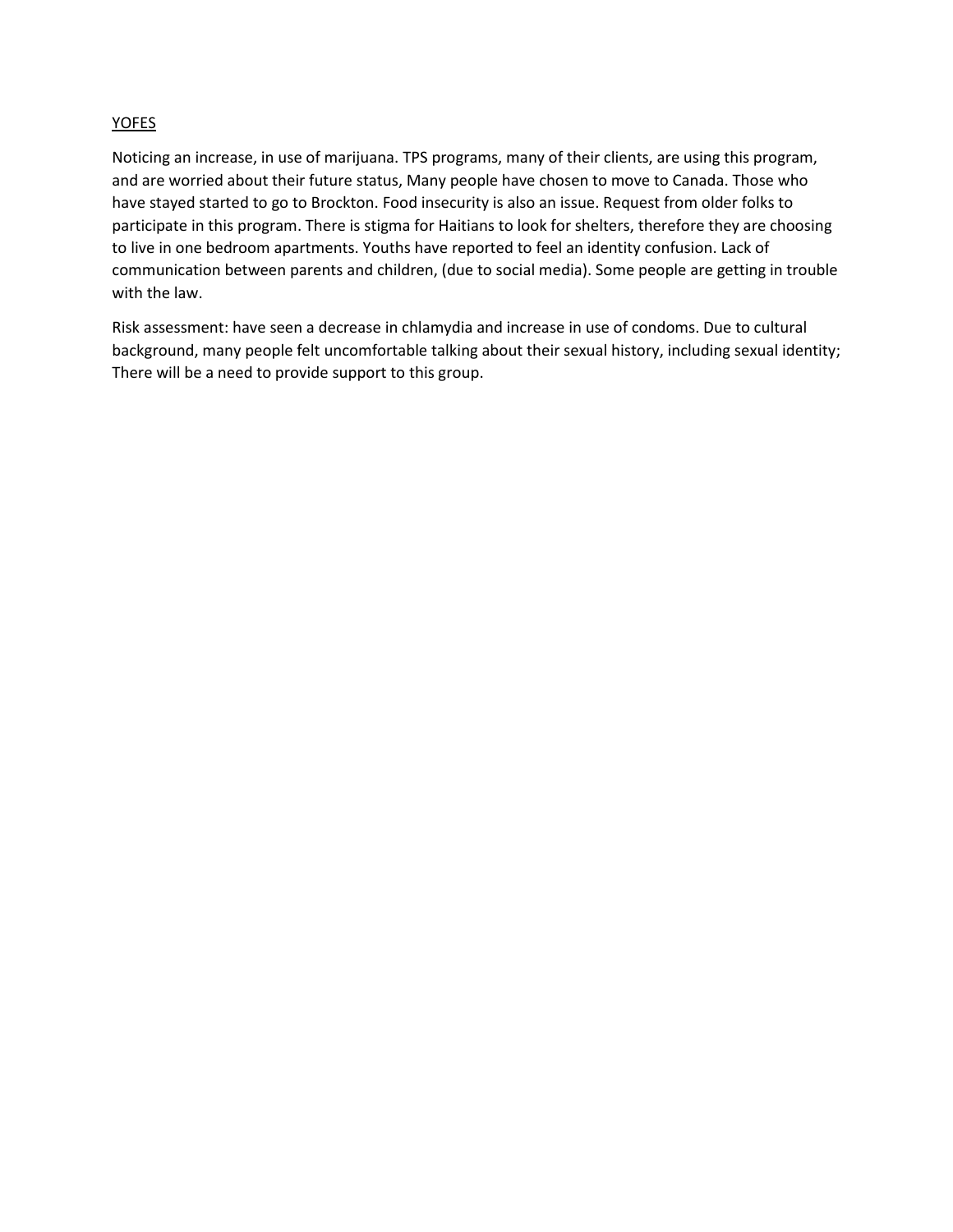YOFES

Noticing an increase, in use of marijuana. TPS programs, many of their clients, are using this program, and are worried about their future status, Many people have chosen to move to Canada. Those who have stayed started to go to Brockton. Food insecurity is also an issue. Request from older folks to participate in this program. There is stigma for Haitians to look for shelters, therefore they are choosing to live in one bedroom apartments. Youths have reported to feel an identity confusion. Lack of communication between parents and children, (due to social media). Some people are getting in trouble with the law.

Risk assessment: have seen a decrease in chlamydia and increase in use of condoms. Due to cultural background, many people felt uncomfortable talking about their sexual history, including sexual identity; There will be a need to provide support to this group.